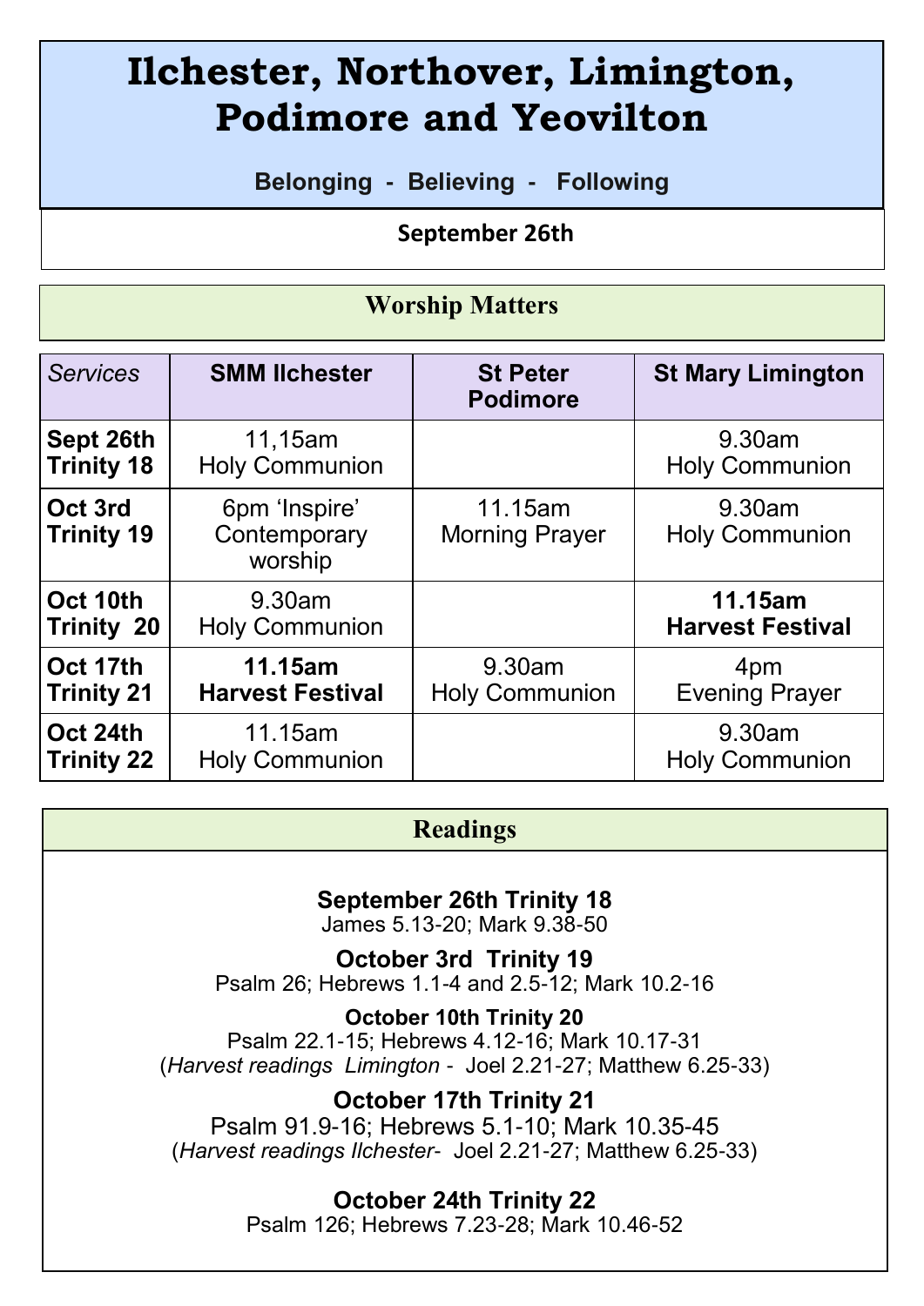# Ilchester, Northover, Limington, Podimore and Yeovilton

**Belonging - Believing - Following**

**September 26th**

## Worship Matters

| *Services* | **SMM Ilchester** | **St Peter Podimore** | **St Mary Limington** |
|---|---|---|---|
| **Sept 26th Trinity 18** | 11,15am Holy Communion | | 9.30am Holy Communion |
| **Oct 3rd Trinity 19** | 6pm 'Inspire' Contemporary worship | 11.15am Morning Prayer | 9.30am Holy Communion |
| **Oct 10th Trinity 20** | 9.30am Holy Communion | | **11.15am Harvest Festival** |
| **Oct 17th Trinity 21** | **11.15am Harvest Festival** | 9.30am Holy Communion | 4pm Evening Prayer |
| **Oct 24th Trinity 22** | 11.15am Holy Communion | | 9.30am Holy Communion |

## Readings

**September 26th Trinity 18**
James 5.13-20; Mark 9.38-50

**October 3rd Trinity 19**
Psalm 26; Hebrews 1.1-4 and 2.5-12; Mark 10.2-16

**October 10th Trinity 20**
Psalm 22.1-15; Hebrews 4.12-16; Mark 10.17-31
(*Harvest readings Limington* - Joel 2.21-27; Matthew 6.25-33)

**October 17th Trinity 21**
Psalm 91.9-16; Hebrews 5.1-10; Mark 10.35-45
(*Harvest readings Ilchester*- Joel 2.21-27; Matthew 6.25-33)

**October 24th Trinity 22**
Psalm 126; Hebrews 7.23-28; Mark 10.46-52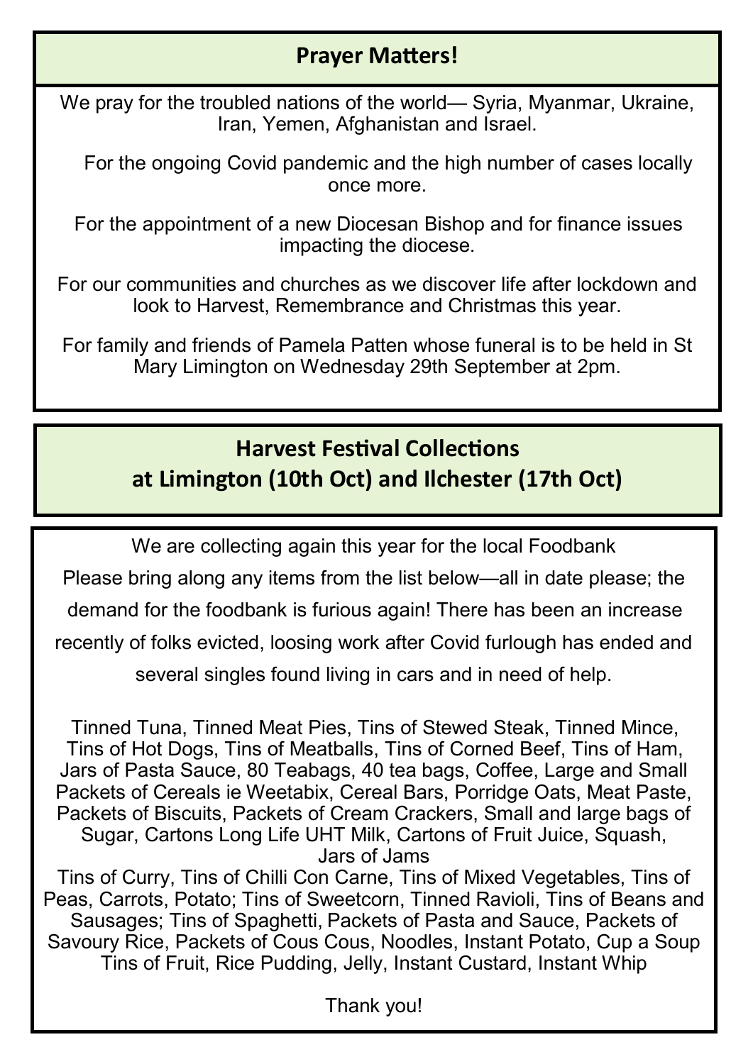## Prayer Matters!

We pray for the troubled nations of the world— Syria, Myanmar, Ukraine, Iran, Yemen, Afghanistan and Israel.

For the ongoing Covid pandemic and the high number of cases locally once more.

For the appointment of a new Diocesan Bishop and for finance issues impacting the diocese.

For our communities and churches as we discover life after lockdown and look to Harvest, Remembrance and Christmas this year.

For family and friends of Pamela Patten whose funeral is to be held in St Mary Limington on Wednesday 29th September at 2pm.

## Harvest Festival Collections at Limington (10th Oct) and Ilchester (17th Oct)

We are collecting again this year for the local Foodbank

Please bring along any items from the list below—all in date please; the demand for the foodbank is furious again! There has been an increase recently of folks evicted, loosing work after Covid furlough has ended and several singles found living in cars and in need of help.

Tinned Tuna, Tinned Meat Pies, Tins of Stewed Steak, Tinned Mince, Tins of Hot Dogs, Tins of Meatballs, Tins of Corned Beef, Tins of Ham, Jars of Pasta Sauce, 80 Teabags, 40 tea bags, Coffee, Large and Small Packets of Cereals ie Weetabix, Cereal Bars, Porridge Oats, Meat Paste, Packets of Biscuits, Packets of Cream Crackers, Small and large bags of Sugar, Cartons Long Life UHT Milk, Cartons of Fruit Juice, Squash, Jars of Jams

Tins of Curry, Tins of Chilli Con Carne, Tins of Mixed Vegetables, Tins of Peas, Carrots, Potato; Tins of Sweetcorn, Tinned Ravioli, Tins of Beans and Sausages; Tins of Spaghetti, Packets of Pasta and Sauce, Packets of Savoury Rice, Packets of Cous Cous, Noodles, Instant Potato, Cup a Soup

Tins of Fruit, Rice Pudding, Jelly, Instant Custard, Instant Whip

Thank you!